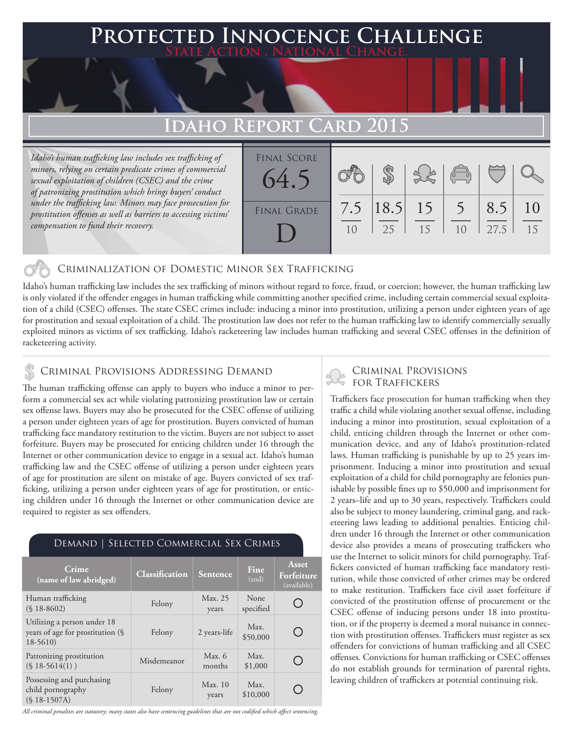# Protected Innocence Challenge

**State Action . National Change.**

## Idaho Report Card 2015

*Idaho's human trafficking law includes sex trafficking of minors, relying on certain predicate crimes of commercial sexual exploitation of children (CSEC) and the crime of patronizing prostitution which brings buyers' conduct under the trafficking law. Minors may face prosecution for prostitution offenses as well as barriers to accessing victims' compensation to fund their recovery.*

| Final Score | Final Grade |
|---|---|
| 64.5 | D |

| Criminalization of Domestic Minor Sex Trafficking | Criminal Provisions Addressing Demand | Criminal Provisions for Traffickers | Criminal Provisions for Facilitators | Protective Provisions for Child Victims | Criminal Justice Tools for Investigation and Prosecution |
|---|---|---|---|---|---|
| 7.5/10 | 18.5/25 | 15/15 | 5/10 | 8.5/27.5 | 10/15 |

### Criminalization of Domestic Minor Sex Trafficking

Idaho's human trafficking law includes the sex trafficking of minors without regard to force, fraud, or coercion; however, the human trafficking law is only violated if the offender engages in human trafficking while committing another specified crime, including certain commercial sexual exploitation of a child (CSEC) offenses. The state CSEC crimes include: inducing a minor into prostitution, utilizing a person under eighteen years of age for prostitution and sexual exploitation of a child. The prostitution law does not refer to the human trafficking law to identify commercially sexually exploited minors as victims of sex trafficking. Idaho's racketeering law includes human trafficking and several CSEC offenses in the definition of racketeering activity.

### Criminal Provisions Addressing Demand

The human trafficking offense can apply to buyers who induce a minor to perform a commercial sex act while violating patronizing prostitution law or certain sex offense laws. Buyers may also be prosecuted for the CSEC offense of utilizing a person under eighteen years of age for prostitution. Buyers convicted of human trafficking face mandatory restitution to the victim. Buyers are not subject to asset forfeiture. Buyers may be prosecuted for enticing children under 16 through the Internet or other communication device to engage in a sexual act. Idaho's human trafficking law and the CSEC offense of utilizing a person under eighteen years of age for prostitution are silent on mistake of age. Buyers convicted of sex trafficking, utilizing a person under eighteen years of age for prostitution, or enticing children under 16 through the Internet or other communication device are required to register as sex offenders.

#### Demand | Selected Commercial Sex Crimes

| Crime (name of law abridged) | Classification | Sentence | Fine (and) | Asset Forfeiture (available) |
|---|---|---|---|---|
| Human trafficking (§ 18-8602) | Felony | Max. 25 years | None specified | ○ |
| Utilizing a person under 18 years of age for prostitution (§ 18-5610) | Felony | 2 years-life | Max. $50,000 | ○ |
| Patronizing prostitution (§ 18-5614(1) ) | Misdemeanor | Max. 6 months | Max. $1,000 | ○ |
| Possessing and purchasing child pornography (§ 18-1507A) | Felony | Max. 10 years | Max. $10,000 | ○ |

*All criminal penalties are statutory; many states also have sentencing guidelines that are not codified which affect sentencing.*

### Criminal Provisions for Traffickers

Traffickers face prosecution for human trafficking when they traffic a child while violating another sexual offense, including inducing a minor into prostitution, sexual exploitation of a child, enticing children through the Internet or other communication device, and any of Idaho's prostitution-related laws. Human trafficking is punishable by up to 25 years imprisonment. Inducing a minor into prostitution and sexual exploitation of a child for child pornography are felonies punishable by possible fines up to $50,000 and imprisonment for 2 years–life and up to 30 years, respectively. Traffickers could also be subject to money laundering, criminal gang, and racketeering laws leading to additional penalties. Enticing children under 16 through the Internet or other communication device also provides a means of prosecuting traffickers who use the Internet to solicit minors for child pornography. Traffickers convicted of human trafficking face mandatory restitution, while those convicted of other crimes may be ordered to make restitution. Traffickers face civil asset forfeiture if convicted of the prostitution offense of procurement or the CSEC offense of inducing persons under 18 into prostitution, or if the property is deemed a moral nuisance in connection with prostitution offenses. Traffickers must register as sex offenders for convictions of human trafficking and all CSEC offenses. Convictions for human trafficking or CSEC offenses do not establish grounds for termination of parental rights, leaving children of traffickers at potential continuing risk.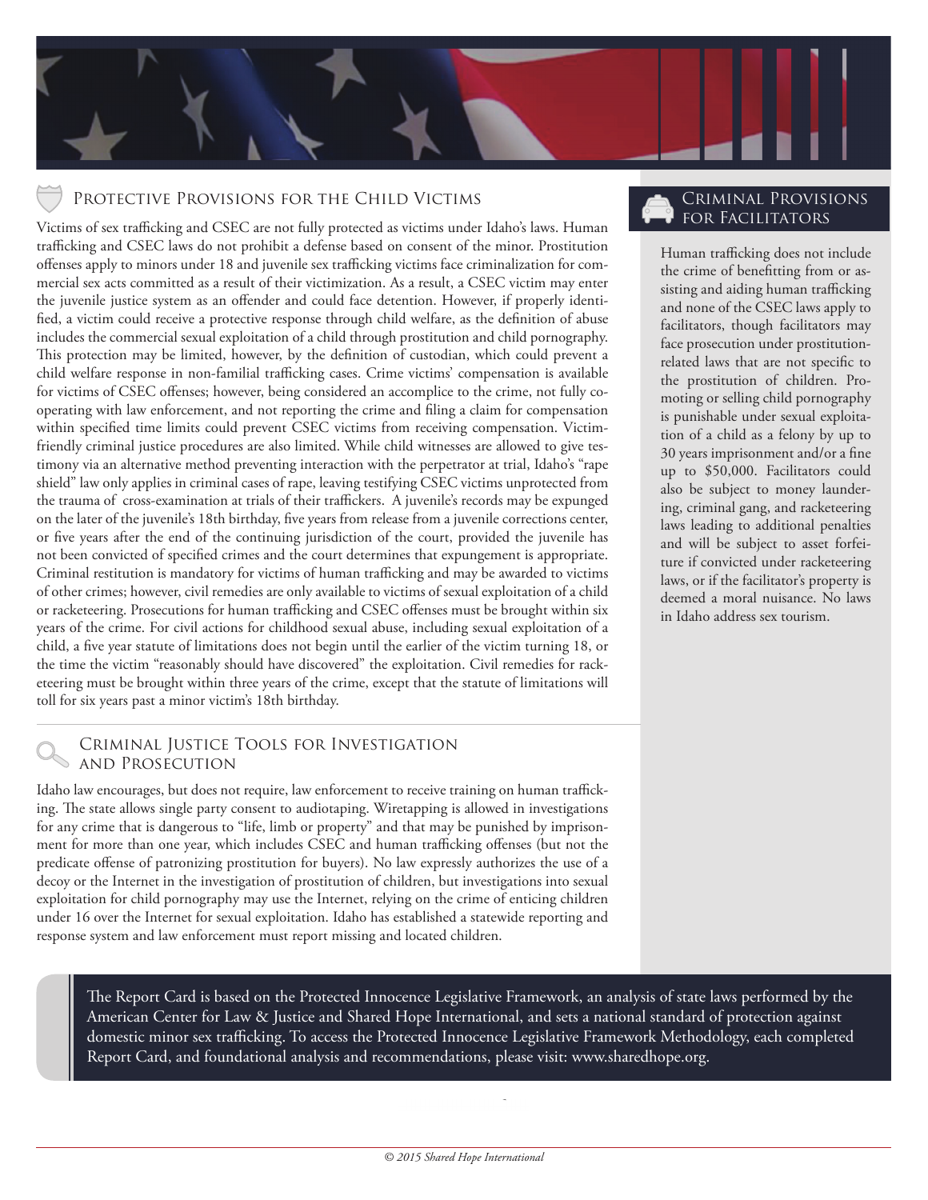## Protective Provisions for the Child Victims

Victims of sex trafficking and CSEC are not fully protected as victims under Idaho's laws. Human trafficking and CSEC laws do not prohibit a defense based on consent of the minor. Prostitution offenses apply to minors under 18 and juvenile sex trafficking victims face criminalization for commercial sex acts committed as a result of their victimization. As a result, a CSEC victim may enter the juvenile justice system as an offender and could face detention. However, if properly identified, a victim could receive a protective response through child welfare, as the definition of abuse includes the commercial sexual exploitation of a child through prostitution and child pornography. This protection may be limited, however, by the definition of custodian, which could prevent a child welfare response in non-familial trafficking cases. Crime victims' compensation is available for victims of CSEC offenses; however, being considered an accomplice to the crime, not fully cooperating with law enforcement, and not reporting the crime and filing a claim for compensation within specified time limits could prevent CSEC victims from receiving compensation. Victim-friendly criminal justice procedures are also limited. While child witnesses are allowed to give testimony via an alternative method preventing interaction with the perpetrator at trial, Idaho's "rape shield" law only applies in criminal cases of rape, leaving testifying CSEC victims unprotected from the trauma of cross-examination at trials of their traffickers. A juvenile's records may be expunged on the later of the juvenile's 18th birthday, five years from release from a juvenile corrections center, or five years after the end of the continuing jurisdiction of the court, provided the juvenile has not been convicted of specified crimes and the court determines that expungement is appropriate. Criminal restitution is mandatory for victims of human trafficking and may be awarded to victims of other crimes; however, civil remedies are only available to victims of sexual exploitation of a child or racketeering. Prosecutions for human trafficking and CSEC offenses must be brought within six years of the crime. For civil actions for childhood sexual abuse, including sexual exploitation of a child, a five year statute of limitations does not begin until the earlier of the victim turning 18, or the time the victim "reasonably should have discovered" the exploitation. Civil remedies for racketeering must be brought within three years of the crime, except that the statute of limitations will toll for six years past a minor victim's 18th birthday.

## Criminal Justice Tools for Investigation and Prosecution

Idaho law encourages, but does not require, law enforcement to receive training on human trafficking. The state allows single party consent to audiotaping. Wiretapping is allowed in investigations for any crime that is dangerous to "life, limb or property" and that may be punished by imprisonment for more than one year, which includes CSEC and human trafficking offenses (but not the predicate offense of patronizing prostitution for buyers). No law expressly authorizes the use of a decoy or the Internet in the investigation of prostitution of children, but investigations into sexual exploitation for child pornography may use the Internet, relying on the crime of enticing children under 16 over the Internet for sexual exploitation. Idaho has established a statewide reporting and response system and law enforcement must report missing and located children.

## Criminal Provisions for Facilitators

Human trafficking does not include the crime of benefitting from or assisting and aiding human trafficking and none of the CSEC laws apply to facilitators, though facilitators may face prosecution under prostitution-related laws that are not specific to the prostitution of children. Promoting or selling child pornography is punishable under sexual exploitation of a child as a felony by up to 30 years imprisonment and/or a fine up to $50,000. Facilitators could also be subject to money laundering, criminal gang, and racketeering laws leading to additional penalties and will be subject to asset forfeiture if convicted under racketeering laws, or if the facilitator's property is deemed a moral nuisance. No laws in Idaho address sex tourism.

The Report Card is based on the Protected Innocence Legislative Framework, an analysis of state laws performed by the American Center for Law & Justice and Shared Hope International, and sets a national standard of protection against domestic minor sex trafficking. To access the Protected Innocence Legislative Framework Methodology, each completed Report Card, and foundational analysis and recommendations, please visit: www.sharedhope.org.

*© 2015 Shared Hope International*